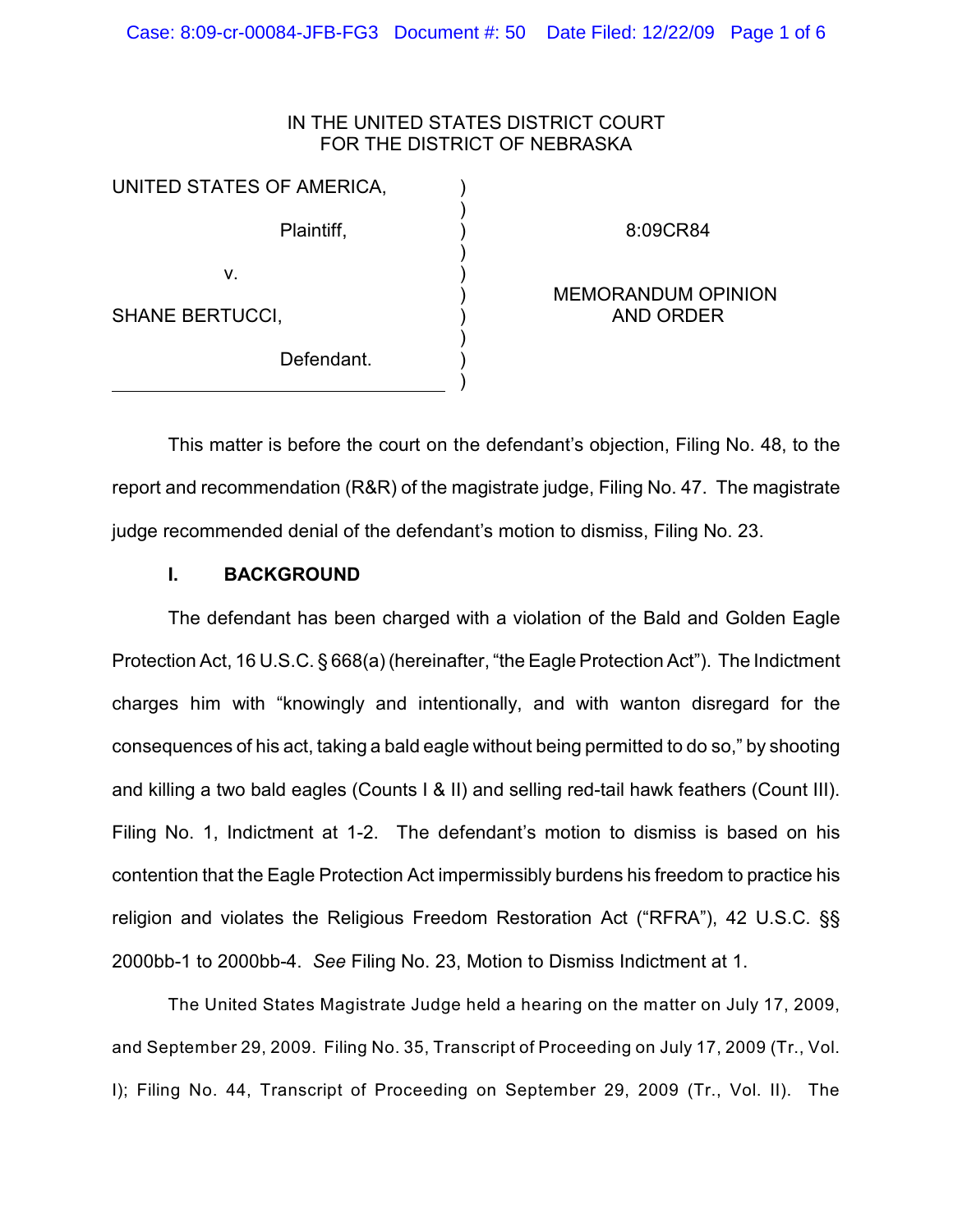IN THE UNITED STATES DISTRICT COURT
FOR THE DISTRICT OF NEBRASKA

| | | |
|---|---|---|
| UNITED STATES OF AMERICA, | ) | |
| Plaintiff, | ) | 8:09CR84 |
| v. | ) | |
| SHANE BERTUCCI, | ) | MEMORANDUM OPINION AND ORDER |
| Defendant. | ) | |

This matter is before the court on the defendant's objection, Filing No. 48, to the report and recommendation (R&R) of the magistrate judge, Filing No. 47. The magistrate judge recommended denial of the defendant's motion to dismiss, Filing No. 23.

## I. BACKGROUND

The defendant has been charged with a violation of the Bald and Golden Eagle Protection Act, 16 U.S.C. § 668(a) (hereinafter, "the Eagle Protection Act"). The Indictment charges him with "knowingly and intentionally, and with wanton disregard for the consequences of his act, taking a bald eagle without being permitted to do so," by shooting and killing a two bald eagles (Counts I & II) and selling red-tail hawk feathers (Count III). Filing No. 1, Indictment at 1-2. The defendant's motion to dismiss is based on his contention that the Eagle Protection Act impermissibly burdens his freedom to practice his religion and violates the Religious Freedom Restoration Act ("RFRA"), 42 U.S.C. §§ 2000bb-1 to 2000bb-4. *See* Filing No. 23, Motion to Dismiss Indictment at 1.

The United States Magistrate Judge held a hearing on the matter on July 17, 2009, and September 29, 2009. Filing No. 35, Transcript of Proceeding on July 17, 2009 (Tr., Vol. I); Filing No. 44, Transcript of Proceeding on September 29, 2009 (Tr., Vol. II). The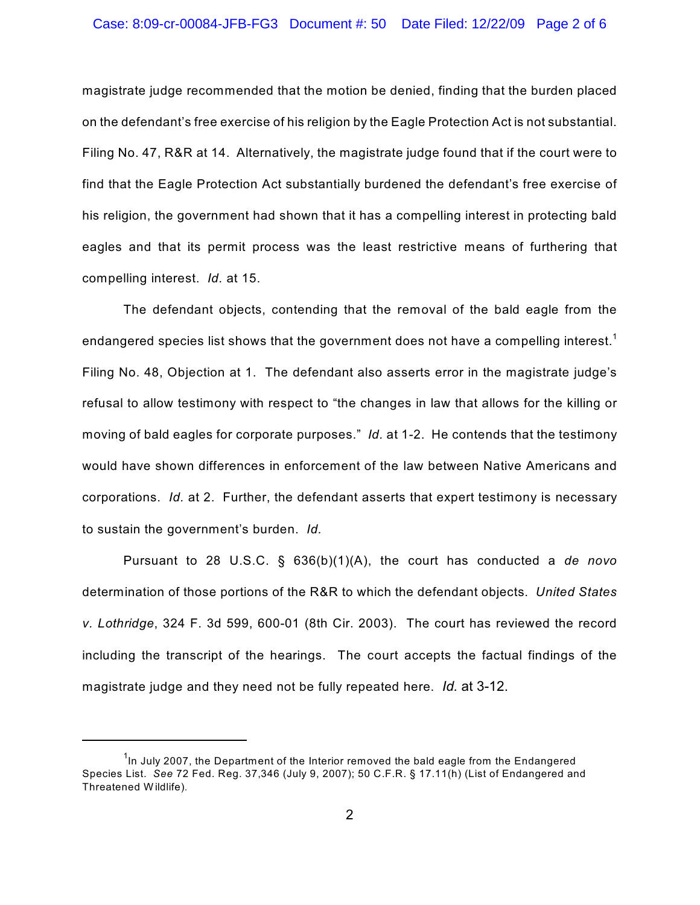magistrate judge recommended that the motion be denied, finding that the burden placed on the defendant's free exercise of his religion by the Eagle Protection Act is not substantial. Filing No. 47, R&R at 14. Alternatively, the magistrate judge found that if the court were to find that the Eagle Protection Act substantially burdened the defendant's free exercise of his religion, the government had shown that it has a compelling interest in protecting bald eagles and that its permit process was the least restrictive means of furthering that compelling interest. *Id.* at 15.

The defendant objects, contending that the removal of the bald eagle from the endangered species list shows that the government does not have a compelling interest.[1] Filing No. 48, Objection at 1. The defendant also asserts error in the magistrate judge's refusal to allow testimony with respect to "the changes in law that allows for the killing or moving of bald eagles for corporate purposes." *Id.* at 1-2. He contends that the testimony would have shown differences in enforcement of the law between Native Americans and corporations. *Id.* at 2. Further, the defendant asserts that expert testimony is necessary to sustain the government's burden. *Id.*

Pursuant to 28 U.S.C. § 636(b)(1)(A), the court has conducted a *de novo* determination of those portions of the R&R to which the defendant objects. *United States v. Lothridge*, 324 F. 3d 599, 600-01 (8th Cir. 2003). The court has reviewed the record including the transcript of the hearings. The court accepts the factual findings of the magistrate judge and they need not be fully repeated here. *Id.* at 3-12.

---

[1] In July 2007, the Department of the Interior removed the bald eagle from the Endangered Species List. *See* 72 Fed. Reg. 37,346 (July 9, 2007); 50 C.F.R. § 17.11(h) (List of Endangered and Threatened Wildlife).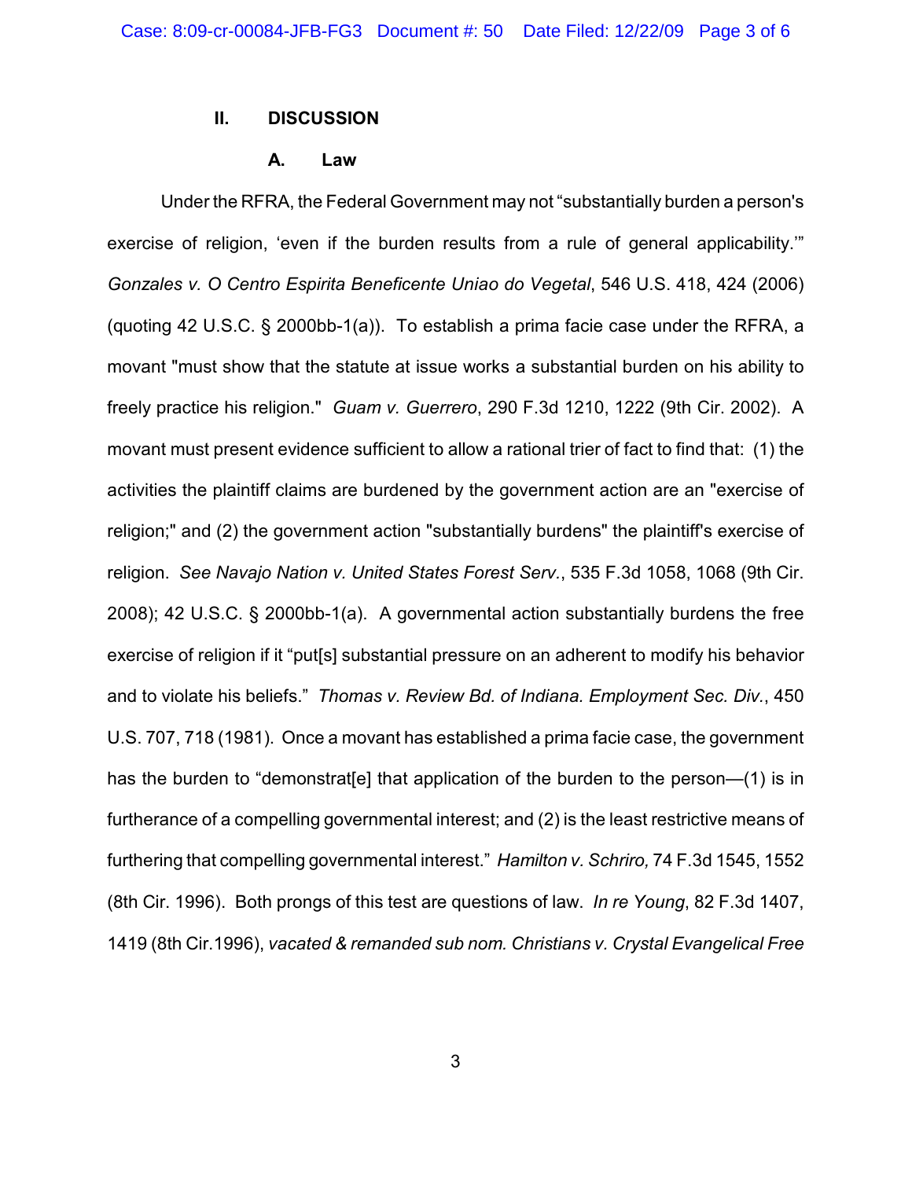## II. DISCUSSION

### A. Law

Under the RFRA, the Federal Government may not "substantially burden a person's exercise of religion, 'even if the burden results from a rule of general applicability.'" *Gonzales v. O Centro Espirita Beneficente Uniao do Vegetal*, 546 U.S. 418, 424 (2006) (quoting 42 U.S.C. § 2000bb-1(a)). To establish a prima facie case under the RFRA, a movant "must show that the statute at issue works a substantial burden on his ability to freely practice his religion." *Guam v. Guerrero*, 290 F.3d 1210, 1222 (9th Cir. 2002). A movant must present evidence sufficient to allow a rational trier of fact to find that: (1) the activities the plaintiff claims are burdened by the government action are an "exercise of religion;" and (2) the government action "substantially burdens" the plaintiff's exercise of religion. *See Navajo Nation v. United States Forest Serv.*, 535 F.3d 1058, 1068 (9th Cir. 2008); 42 U.S.C. § 2000bb-1(a). A governmental action substantially burdens the free exercise of religion if it "put[s] substantial pressure on an adherent to modify his behavior and to violate his beliefs." *Thomas v. Review Bd. of Indiana. Employment Sec. Div.*, 450 U.S. 707, 718 (1981). Once a movant has established a prima facie case, the government has the burden to "demonstrat[e] that application of the burden to the person—(1) is in furtherance of a compelling governmental interest; and (2) is the least restrictive means of furthering that compelling governmental interest." *Hamilton v. Schriro,* 74 F.3d 1545, 1552 (8th Cir. 1996). Both prongs of this test are questions of law. *In re Young*, 82 F.3d 1407, 1419 (8th Cir.1996), *vacated & remanded sub nom. Christians v. Crystal Evangelical Free*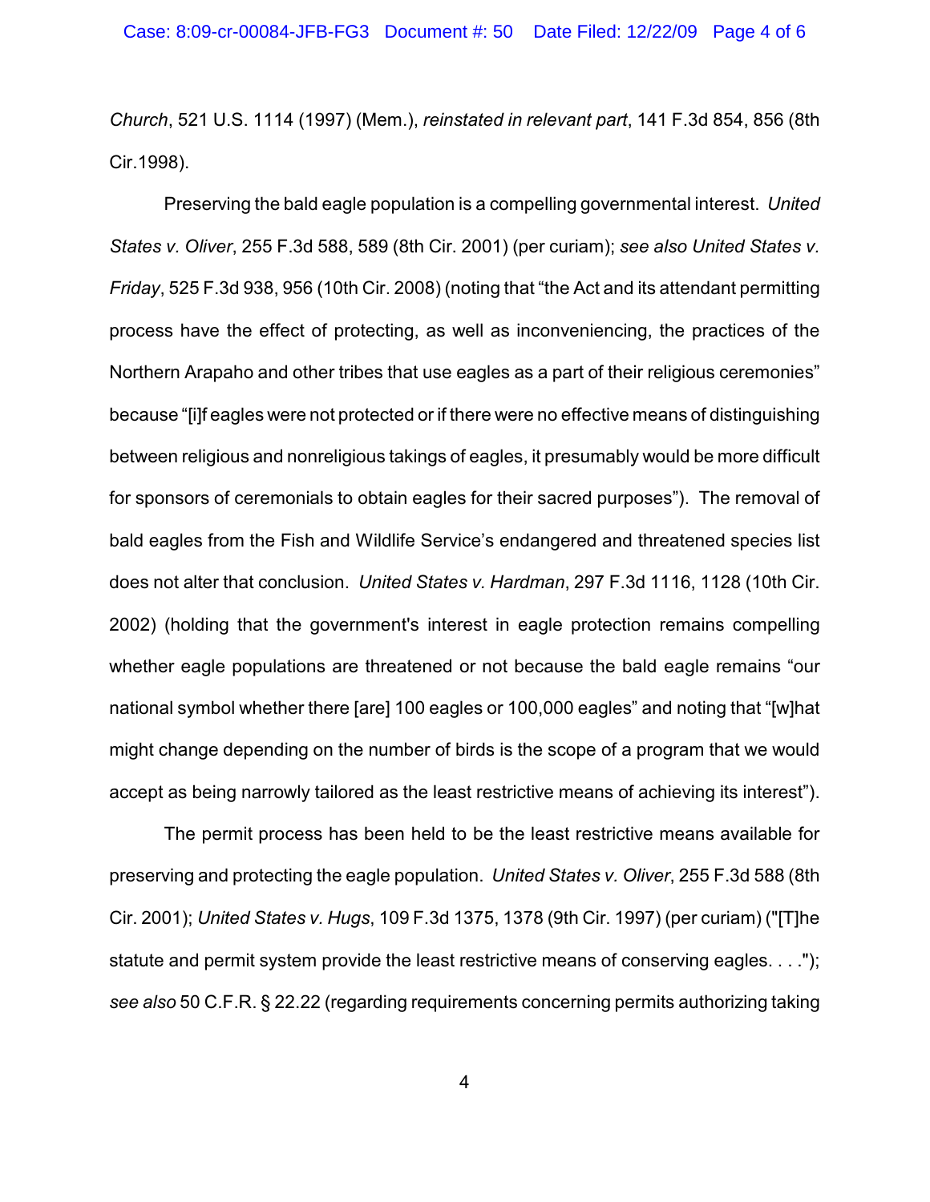*Church*, 521 U.S. 1114 (1997) (Mem.), *reinstated in relevant part*, 141 F.3d 854, 856 (8th Cir.1998).

Preserving the bald eagle population is a compelling governmental interest. *United States v. Oliver*, 255 F.3d 588, 589 (8th Cir. 2001) (per curiam); *see also United States v. Friday*, 525 F.3d 938, 956 (10th Cir. 2008) (noting that "the Act and its attendant permitting process have the effect of protecting, as well as inconveniencing, the practices of the Northern Arapaho and other tribes that use eagles as a part of their religious ceremonies" because "[i]f eagles were not protected or if there were no effective means of distinguishing between religious and nonreligious takings of eagles, it presumably would be more difficult for sponsors of ceremonials to obtain eagles for their sacred purposes"). The removal of bald eagles from the Fish and Wildlife Service's endangered and threatened species list does not alter that conclusion. *United States v. Hardman*, 297 F.3d 1116, 1128 (10th Cir. 2002) (holding that the government's interest in eagle protection remains compelling whether eagle populations are threatened or not because the bald eagle remains "our national symbol whether there [are] 100 eagles or 100,000 eagles" and noting that "[w]hat might change depending on the number of birds is the scope of a program that we would accept as being narrowly tailored as the least restrictive means of achieving its interest").

The permit process has been held to be the least restrictive means available for preserving and protecting the eagle population. *United States v. Oliver*, 255 F.3d 588 (8th Cir. 2001); *United States v. Hugs*, 109 F.3d 1375, 1378 (9th Cir. 1997) (per curiam) ("[T]he statute and permit system provide the least restrictive means of conserving eagles. . . ."); *see also* 50 C.F.R. § 22.22 (regarding requirements concerning permits authorizing taking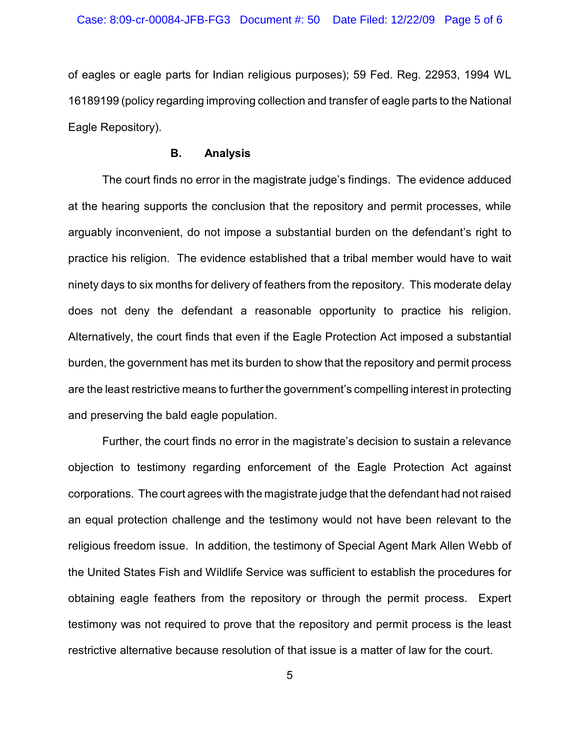of eagles or eagle parts for Indian religious purposes); 59 Fed. Reg. 22953, 1994 WL 16189199 (policy regarding improving collection and transfer of eagle parts to the National Eagle Repository).

### B. Analysis

The court finds no error in the magistrate judge's findings. The evidence adduced at the hearing supports the conclusion that the repository and permit processes, while arguably inconvenient, do not impose a substantial burden on the defendant's right to practice his religion. The evidence established that a tribal member would have to wait ninety days to six months for delivery of feathers from the repository. This moderate delay does not deny the defendant a reasonable opportunity to practice his religion. Alternatively, the court finds that even if the Eagle Protection Act imposed a substantial burden, the government has met its burden to show that the repository and permit process are the least restrictive means to further the government's compelling interest in protecting and preserving the bald eagle population.

Further, the court finds no error in the magistrate's decision to sustain a relevance objection to testimony regarding enforcement of the Eagle Protection Act against corporations. The court agrees with the magistrate judge that the defendant had not raised an equal protection challenge and the testimony would not have been relevant to the religious freedom issue. In addition, the testimony of Special Agent Mark Allen Webb of the United States Fish and Wildlife Service was sufficient to establish the procedures for obtaining eagle feathers from the repository or through the permit process. Expert testimony was not required to prove that the repository and permit process is the least restrictive alternative because resolution of that issue is a matter of law for the court.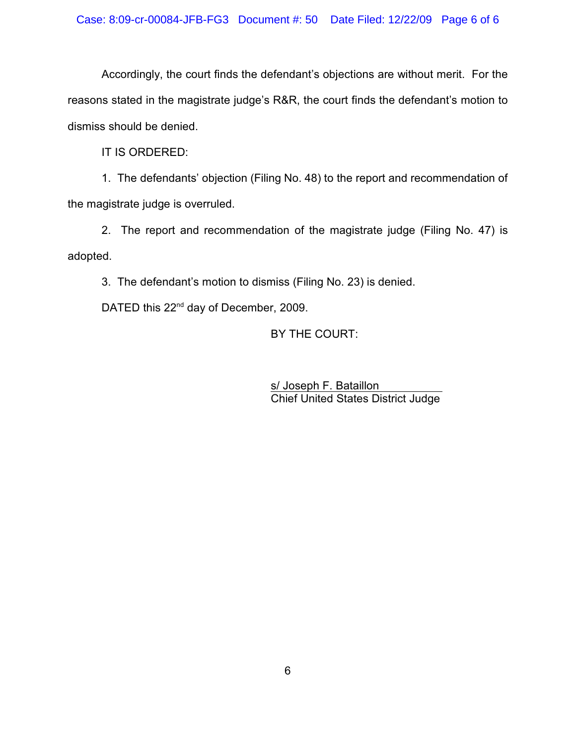Accordingly, the court finds the defendant's objections are without merit. For the reasons stated in the magistrate judge's R&R, the court finds the defendant's motion to dismiss should be denied.

IT IS ORDERED:

1. The defendants' objection (Filing No. 48) to the report and recommendation of the magistrate judge is overruled.

2. The report and recommendation of the magistrate judge (Filing No. 47) is adopted.

3. The defendant's motion to dismiss (Filing No. 23) is denied.

DATED this 22nd day of December, 2009.

BY THE COURT:

s/ Joseph F. Bataillon
Chief United States District Judge